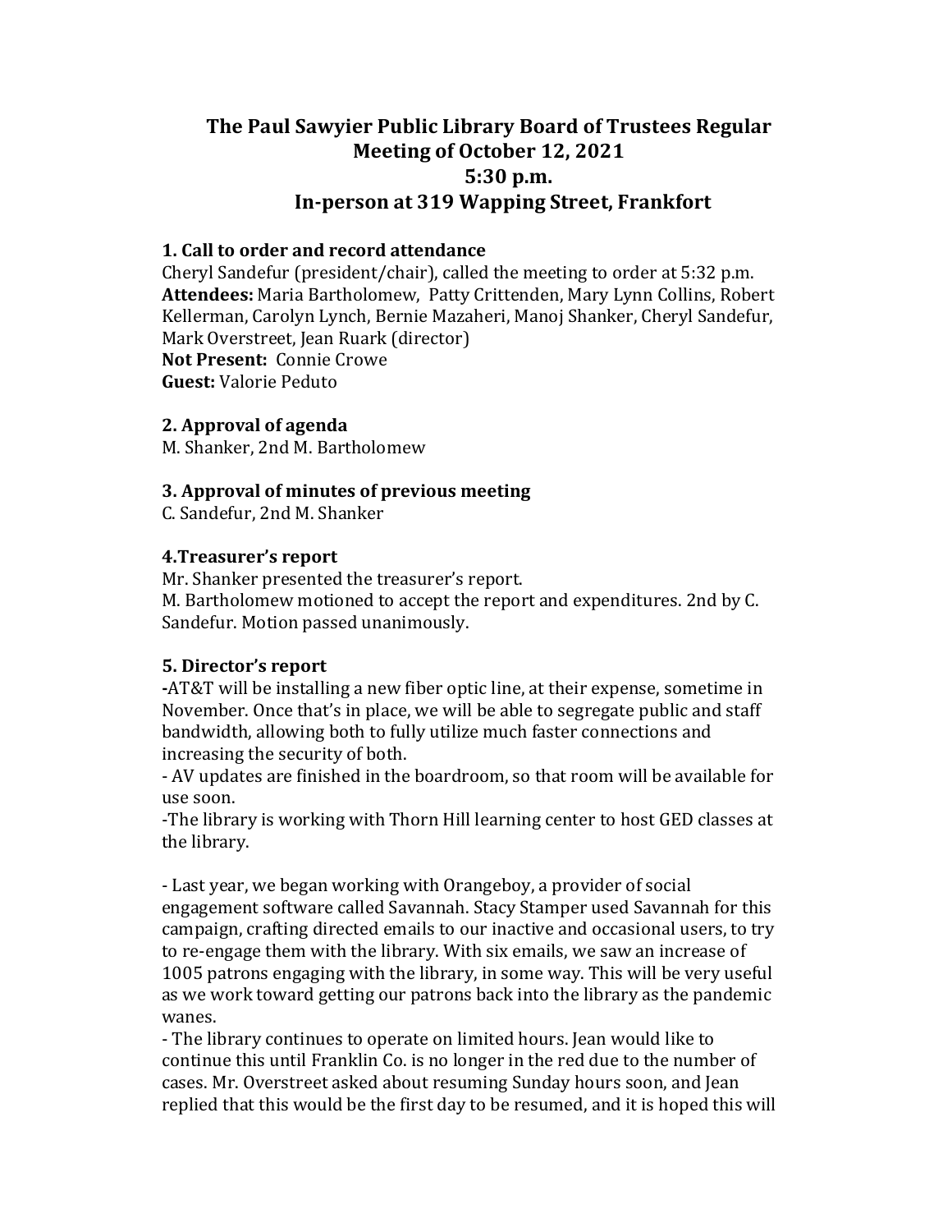# The Paul Sawyier Public Library Board of Trustees Regular Meeting of October 12, 2021
## 5:30 p.m.
## In-person at 319 Wapping Street, Frankfort

### 1. Call to order and record attendance

Cheryl Sandefur (president/chair), called the meeting to order at 5:32 p.m.
**Attendees:** Maria Bartholomew, Patty Crittenden, Mary Lynn Collins, Robert Kellerman, Carolyn Lynch, Bernie Mazaheri, Manoj Shanker, Cheryl Sandefur, Mark Overstreet, Jean Ruark (director)
**Not Present:** Connie Crowe
**Guest:** Valorie Peduto

### 2. Approval of agenda

M. Shanker, 2nd M. Bartholomew

### 3. Approval of minutes of previous meeting

C. Sandefur, 2nd M. Shanker

### 4.Treasurer's report

Mr. Shanker presented the treasurer's report.
M. Bartholomew motioned to accept the report and expenditures. 2nd by C. Sandefur. Motion passed unanimously.

### 5. Director's report

-AT&T will be installing a new fiber optic line, at their expense, sometime in November. Once that's in place, we will be able to segregate public and staff bandwidth, allowing both to fully utilize much faster connections and increasing the security of both.
- AV updates are finished in the boardroom, so that room will be available for use soon.
-The library is working with Thorn Hill learning center to host GED classes at the library.

- Last year, we began working with Orangeboy, a provider of social engagement software called Savannah. Stacy Stamper used Savannah for this campaign, crafting directed emails to our inactive and occasional users, to try to re-engage them with the library. With six emails, we saw an increase of 1005 patrons engaging with the library, in some way. This will be very useful as we work toward getting our patrons back into the library as the pandemic wanes.
- The library continues to operate on limited hours. Jean would like to continue this until Franklin Co. is no longer in the red due to the number of cases. Mr. Overstreet asked about resuming Sunday hours soon, and Jean replied that this would be the first day to be resumed, and it is hoped this will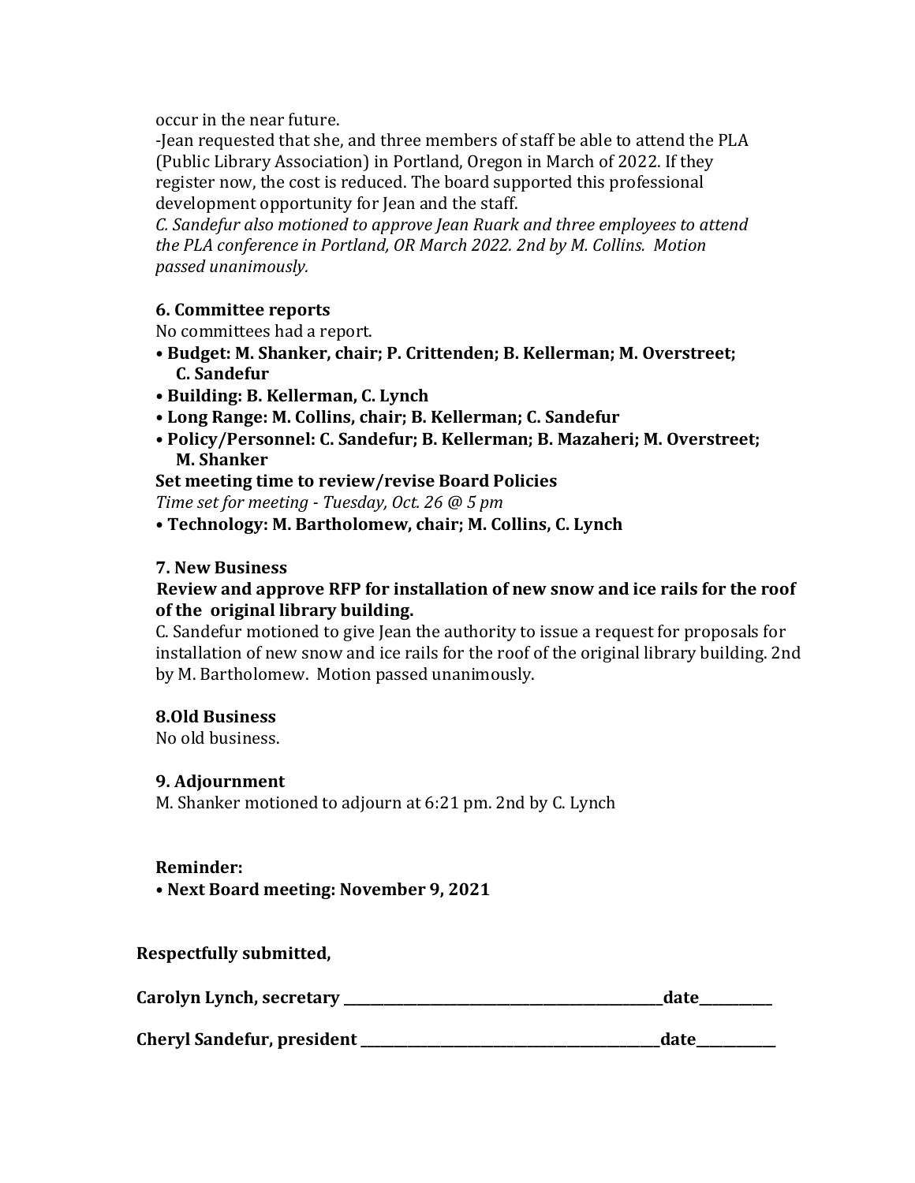occur in the near future.

-Jean requested that she, and three members of staff be able to attend the PLA (Public Library Association) in Portland, Oregon in March of 2022. If they register now, the cost is reduced. The board supported this professional development opportunity for Jean and the staff.

*C. Sandefur also motioned to approve Jean Ruark and three employees to attend the PLA conference in Portland, OR March 2022. 2nd by M. Collins. Motion passed unanimously.*

**6. Committee reports**

No committees had a report.

- **Budget: M. Shanker, chair; P. Crittenden; B. Kellerman; M. Overstreet; C. Sandefur**
- **Building: B. Kellerman, C. Lynch**
- **Long Range: M. Collins, chair; B. Kellerman; C. Sandefur**
- **Policy/Personnel: C. Sandefur; B. Kellerman; B. Mazaheri; M. Overstreet; M. Shanker**

**Set meeting time to review/revise Board Policies**

*Time set for meeting - Tuesday, Oct. 26 @ 5 pm*

- **Technology: M. Bartholomew, chair; M. Collins, C. Lynch**

**7. New Business**

**Review and approve RFP for installation of new snow and ice rails for the roof of the original library building.**

C. Sandefur motioned to give Jean the authority to issue a request for proposals for installation of new snow and ice rails for the roof of the original library building. 2nd by M. Bartholomew. Motion passed unanimously.

**8.Old Business**

No old business.

**9. Adjournment**

M. Shanker motioned to adjourn at 6:21 pm. 2nd by C. Lynch

**Reminder:**

- **Next Board meeting: November 9, 2021**

**Respectfully submitted,**

**Carolyn Lynch, secretary \_\_\_\_\_\_\_\_\_\_\_\_\_\_\_\_\_\_\_\_\_\_\_\_\_\_\_\_\_\_\_\_\_\_\_\_\_\_\_\_date\_\_\_\_\_\_\_\_\_\_**

**Cheryl Sandefur, president \_\_\_\_\_\_\_\_\_\_\_\_\_\_\_\_\_\_\_\_\_\_\_\_\_\_\_\_\_\_\_\_\_\_\_\_\_\_\_date\_\_\_\_\_\_\_\_\_\_**